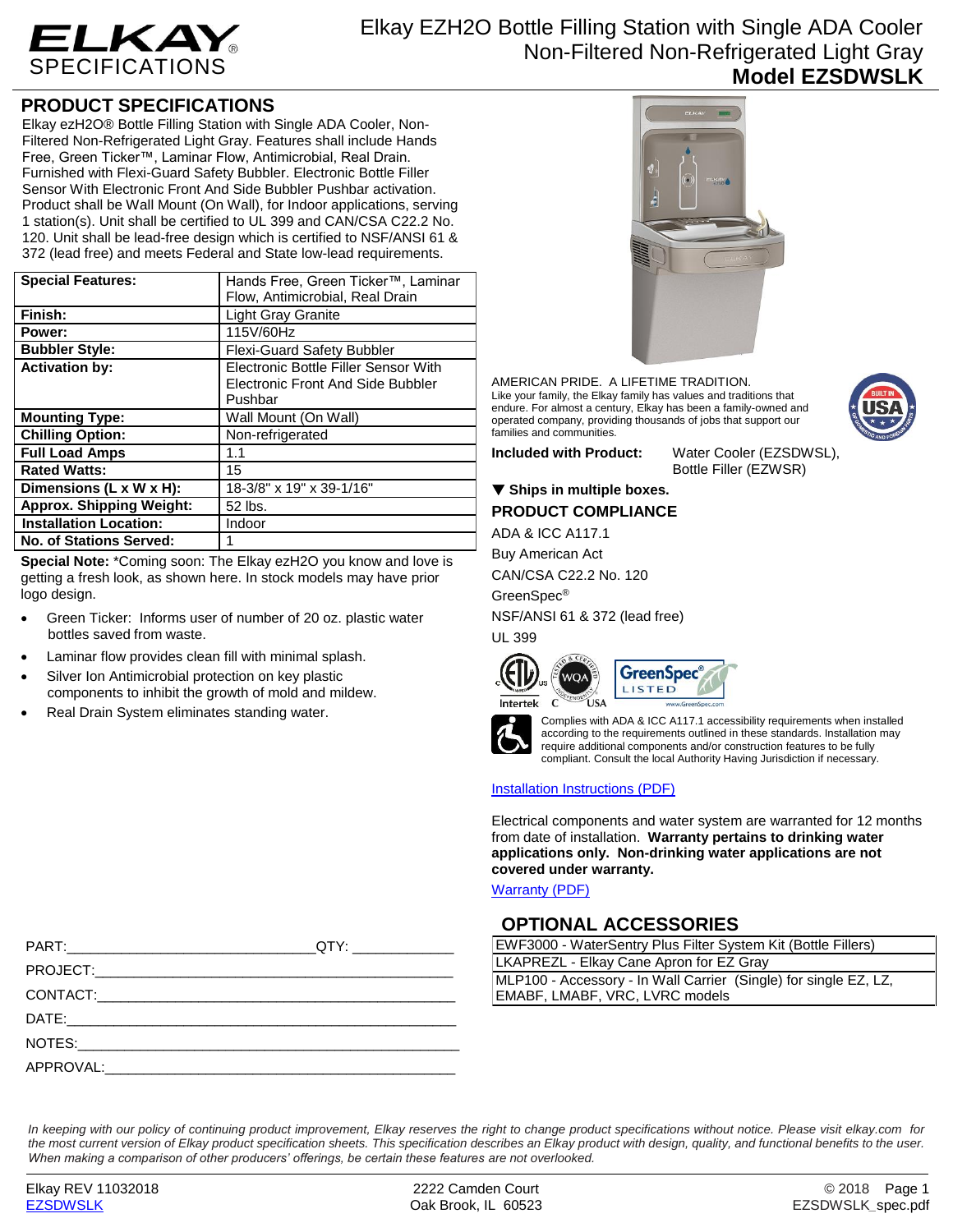# ELKAY SPECIFICATIONS

# Elkay EZH2O Bottle Filling Station with Single ADA Cooler Non-Filtered Non-Refrigerated Light Gray

## Model EZSDWSLK

## PRODUCT SPECIFICATIONS

Elkay ezH2O® Bottle Filling Station with Single ADA Cooler, Non-Filtered Non-Refrigerated Light Gray. Features shall include Hands Free, Green Ticker™, Laminar Flow, Antimicrobial, Real Drain. Furnished with Flexi-Guard Safety Bubbler. Electronic Bottle Filler Sensor With Electronic Front And Side Bubbler Pushbar activation. Product shall be Wall Mount (On Wall), for Indoor applications, serving 1 station(s). Unit shall be certified to UL 399 and CAN/CSA C22.2 No. 120. Unit shall be lead-free design which is certified to NSF/ANSI 61 & 372 (lead free) and meets Federal and State low-lead requirements.

| | |
|---|---|
| **Special Features:** | Hands Free, Green Ticker™, Laminar Flow, Antimicrobial, Real Drain |
| **Finish:** | Light Gray Granite |
| **Power:** | 115V/60Hz |
| **Bubbler Style:** | Flexi-Guard Safety Bubbler |
| **Activation by:** | Electronic Bottle Filler Sensor With Electronic Front And Side Bubbler Pushbar |
| **Mounting Type:** | Wall Mount (On Wall) |
| **Chilling Option:** | Non-refrigerated |
| **Full Load Amps** | 1.1 |
| **Rated Watts:** | 15 |
| **Dimensions (L x W x H):** | 18-3/8" x 19" x 39-1/16" |
| **Approx. Shipping Weight:** | 52 lbs. |
| **Installation Location:** | Indoor |
| **No. of Stations Served:** | 1 |

**Special Note:** *Coming soon: The Elkay ezH2O you know and love is getting a fresh look, as shown here. In stock models may have prior logo design.

- Green Ticker: Informs user of number of 20 oz. plastic water bottles saved from waste.
- Laminar flow provides clean fill with minimal splash.
- Silver Ion Antimicrobial protection on key plastic components to inhibit the growth of mold and mildew.
- Real Drain System eliminates standing water.

AMERICAN PRIDE. A LIFETIME TRADITION.
Like your family, the Elkay family has values and traditions that endure. For almost a century, Elkay has been a family-owned and operated company, providing thousands of jobs that support our families and communities.

**Included with Product:** Water Cooler (EZSDWSL), Bottle Filler (EZWSR)

▼ **Ships in multiple boxes.**

## PRODUCT COMPLIANCE

ADA & ICC A117.1

Buy American Act

CAN/CSA C22.2 No. 120

GreenSpec®

NSF/ANSI 61 & 372 (lead free)

UL 399

Complies with ADA & ICC A117.1 accessibility requirements when installed according to the requirements outlined in these standards. Installation may require additional components and/or construction features to be fully compliant. Consult the local Authority Having Jurisdiction if necessary.

[Installation Instructions (PDF)]

Electrical components and water system are warranted for 12 months from date of installation. **Warranty pertains to drinking water applications only. Non-drinking water applications are not covered under warranty.**

[Warranty (PDF)]

## OPTIONAL ACCESSORIES

| |
|---|
| EWF3000 - WaterSentry Plus Filter System Kit (Bottle Fillers) |
| LKAPREZL - Elkay Cane Apron for EZ Gray |
| MLP100 - Accessory - In Wall Carrier (Single) for single EZ, LZ, EMABF, LMABF, VRC, LVRC models |

PART:\_\_\_\_\_\_\_\_\_\_\_\_\_\_\_\_\_\_\_\_\_\_\_\_ QTY: \_\_\_\_\_\_\_\_\_\_

PROJECT:\_\_\_\_\_\_\_\_\_\_\_\_\_\_\_\_\_\_\_\_\_\_\_\_\_\_\_\_\_\_\_\_

CONTACT:\_\_\_\_\_\_\_\_\_\_\_\_\_\_\_\_\_\_\_\_\_\_\_\_\_\_\_\_\_\_\_\_

DATE:\_\_\_\_\_\_\_\_\_\_\_\_\_\_\_\_\_\_\_\_\_\_\_\_\_\_\_\_\_\_\_\_\_\_\_

NOTES:\_\_\_\_\_\_\_\_\_\_\_\_\_\_\_\_\_\_\_\_\_\_\_\_\_\_\_\_\_\_\_\_\_\_

APPROVAL:\_\_\_\_\_\_\_\_\_\_\_\_\_\_\_\_\_\_\_\_\_\_\_\_\_\_\_\_\_\_\_

*In keeping with our policy of continuing product improvement, Elkay reserves the right to change product specifications without notice. Please visit elkay.com for the most current version of Elkay product specification sheets. This specification describes an Elkay product with design, quality, and functional benefits to the user. When making a comparison of other producers' offerings, be certain these features are not overlooked.*

Elkay REV 11032018
EZSDWSLK

2222 Camden Court
Oak Brook, IL 60523

© 2018
EZSDWSLK_spec.pdf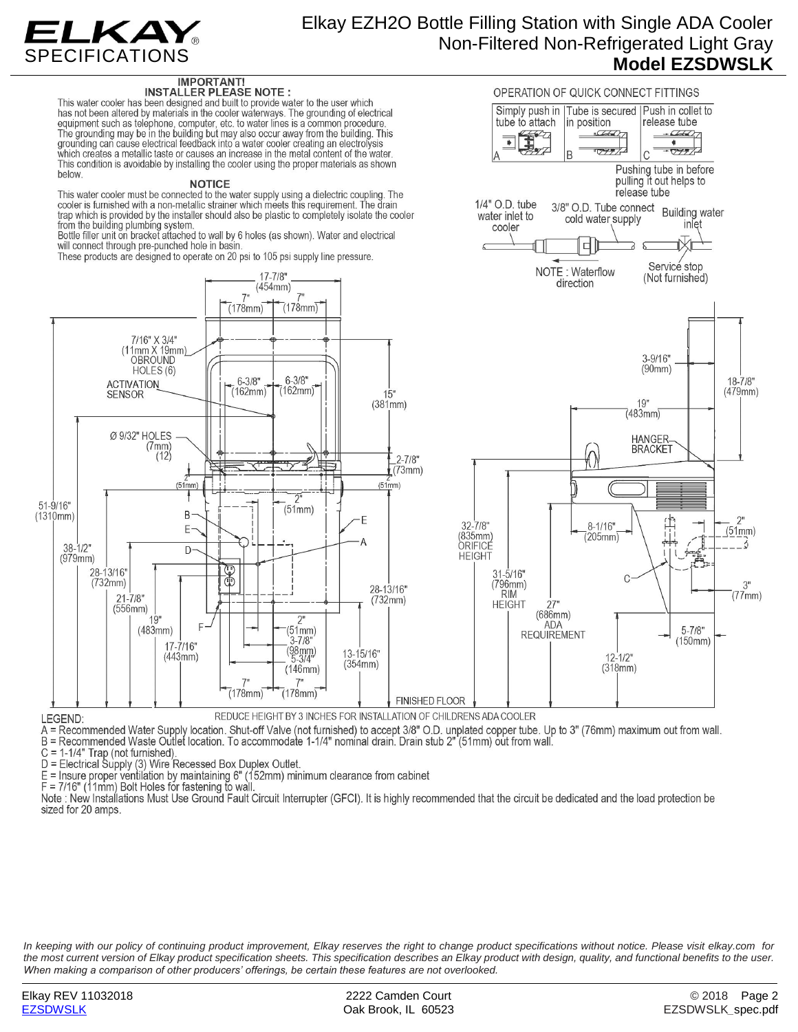# ELKAY SPECIFICATIONS

## Elkay EZH2O Bottle Filling Station with Single ADA Cooler Non-Filtered Non-Refrigerated Light Gray

## Model EZSDWSLK

### IMPORTANT! INSTALLER PLEASE NOTE :

This water cooler has been designed and built to provide water to the user which has not been altered by materials in the cooler waterways. The grounding of electrical equipment such as telephone, computer, etc. to water lines is a common procedure. The grounding may be in the building but may also occur away from the building. This grounding can cause electrical feedback into a water cooler creating an electrolysis which creates a metallic taste or causes an increase in the metal content of the water. This condition is avoidable by installing the cooler using the proper materials as shown below.

### NOTICE

This water cooler must be connected to the water supply using a dielectric coupling. The cooler is furnished with a non-metallic strainer which meets this requirement. The drain trap which is provided by the installer should also be plastic to completely isolate the cooler from the building plumbing system.

Bottle filler unit on bracket attached to wall by 6 holes (as shown). Water and electrical will connect through pre-punched hole in basin.

These products are designed to operate on 20 psi to 105 psi supply line pressure.

### OPERATION OF QUICK CONNECT FITTINGS

A: Simply push in tube to attach
B: Tube is secured in position
C: Push in collet to release tube

Pushing tube in before pulling it out helps to release tube

1/4" O.D. tube water inlet to cooler
3/8" O.D. Tube connect cold water supply
Building water inlet
NOTE : Waterflow direction
Service stop (Not furnished)

17-7/8" (454mm)
7" (178mm)
7" (178mm)
7/16" X 3/4" (11mm X 19mm) OBROUND HOLES (6)
ACTIVATION SENSOR
6-3/8" (162mm)
6-3/8" (162mm)
15" (381mm)
Ø 9/32" HOLES (7mm) (12)
2-7/8" (73mm)
2" (51mm)
2" (51mm)
2" (51mm)
51-9/16" (1310mm)
38-1/2" (979mm)
28-13/16" (732mm)
21-7/8" (556mm)
19" (483mm)
17-7/16" (443mm)
28-13/16" (732mm)
13-15/16" (354mm)
2" (51mm)
3-7/8" (98mm)
5-3/4" (146mm)
7" (178mm)
7" (178mm)
A B C D E F
FINISHED FLOOR
REDUCE HEIGHT BY 3 INCHES FOR INSTALLATION OF CHILDRENS ADA COOLER
3-9/16" (90mm)
18-7/8" (479mm)
19" (483mm)
HANGER BRACKET
32-7/8" (835mm) ORIFICE HEIGHT
31-5/16" (796mm) RIM HEIGHT
27" (686mm) ADA REQUIREMENT
8-1/16" (205mm)
2" (51mm)
3" (77mm)
5-7/8" (150mm)
12-1/2" (318mm)

LEGEND:

A = Recommended Water Supply location. Shut-off Valve (not furnished) to accept 3/8" O.D. unplated copper tube. Up to 3" (76mm) maximum out from wall.
B = Recommended Waste Outlet location. To accommodate 1-1/4" nominal drain. Drain stub 2" (51mm) out from wall.
C = 1-1/4" Trap (not furnished).
D = Electrical Supply (3) Wire Recessed Box Duplex Outlet.
E = Insure proper ventilation by maintaining 6" (152mm) minimum clearance from cabinet
F = 7/16" (11mm) Bolt Holes for fastening to wall.
Note : New Installations Must Use Ground Fault Circuit Interrupter (GFCI). It is highly recommended that the circuit be dedicated and the load protection be sized for 20 amps.

*In keeping with our policy of continuing product improvement, Elkay reserves the right to change product specifications without notice. Please visit elkay.com for the most current version of Elkay product specification sheets. This specification describes an Elkay product with design, quality, and functional benefits to the user. When making a comparison of other producers' offerings, be certain these features are not overlooked.*

Elkay REV 11032018
EZSDWSLK

2222 Camden Court
Oak Brook, IL 60523

© 2018
EZSDWSLK_spec.pdf